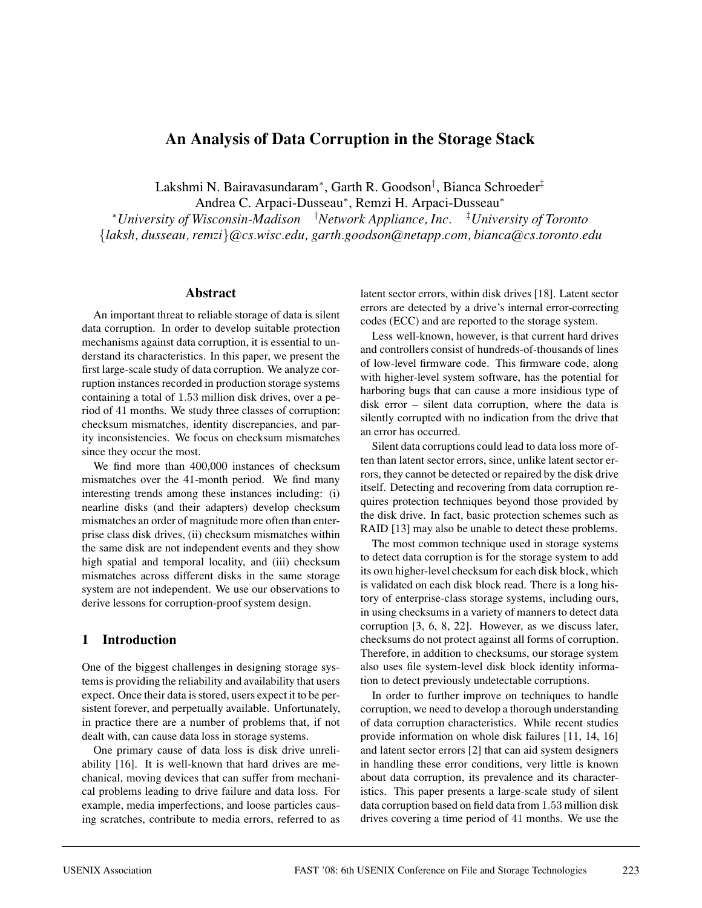# An Analysis of Data Corruption in the Storage Stack

Lakshmi N. Bairavasundaram*, Garth R. Goodson†, Bianca Schroeder‡
Andrea C. Arpaci-Dusseau*, Remzi H. Arpaci-Dusseau*

*University of Wisconsin-Madison †Network Appliance, Inc. ‡University of Toronto
{laksh, dusseau, remzi}@cs.wisc.edu, garth.goodson@netapp.com, bianca@cs.toronto.edu

## Abstract

An important threat to reliable storage of data is silent data corruption. In order to develop suitable protection mechanisms against data corruption, it is essential to understand its characteristics. In this paper, we present the first large-scale study of data corruption. We analyze corruption instances recorded in production storage systems containing a total of 1.53 million disk drives, over a period of 41 months. We study three classes of corruption: checksum mismatches, identity discrepancies, and parity inconsistencies. We focus on checksum mismatches since they occur the most.

We find more than 400,000 instances of checksum mismatches over the 41-month period. We find many interesting trends among these instances including: (i) nearline disks (and their adapters) develop checksum mismatches an order of magnitude more often than enterprise class disk drives, (ii) checksum mismatches within the same disk are not independent events and they show high spatial and temporal locality, and (iii) checksum mismatches across different disks in the same storage system are not independent. We use our observations to derive lessons for corruption-proof system design.

## 1 Introduction

One of the biggest challenges in designing storage systems is providing the reliability and availability that users expect. Once their data is stored, users expect it to be persistent forever, and perpetually available. Unfortunately, in practice there are a number of problems that, if not dealt with, can cause data loss in storage systems.

One primary cause of data loss is disk drive unreliability [16]. It is well-known that hard drives are mechanical, moving devices that can suffer from mechanical problems leading to drive failure and data loss. For example, media imperfections, and loose particles causing scratches, contribute to media errors, referred to as latent sector errors, within disk drives [18]. Latent sector errors are detected by a drive's internal error-correcting codes (ECC) and are reported to the storage system.

Less well-known, however, is that current hard drives and controllers consist of hundreds-of-thousands of lines of low-level firmware code. This firmware code, along with higher-level system software, has the potential for harboring bugs that can cause a more insidious type of disk error – silent data corruption, where the data is silently corrupted with no indication from the drive that an error has occurred.

Silent data corruptions could lead to data loss more often than latent sector errors, since, unlike latent sector errors, they cannot be detected or repaired by the disk drive itself. Detecting and recovering from data corruption requires protection techniques beyond those provided by the disk drive. In fact, basic protection schemes such as RAID [13] may also be unable to detect these problems.

The most common technique used in storage systems to detect data corruption is for the storage system to add its own higher-level checksum for each disk block, which is validated on each disk block read. There is a long history of enterprise-class storage systems, including ours, in using checksums in a variety of manners to detect data corruption [3, 6, 8, 22]. However, as we discuss later, checksums do not protect against all forms of corruption. Therefore, in addition to checksums, our storage system also uses file system-level disk block identity information to detect previously undetectable corruptions.

In order to further improve on techniques to handle corruption, we need to develop a thorough understanding of data corruption characteristics. While recent studies provide information on whole disk failures [11, 14, 16] and latent sector errors [2] that can aid system designers in handling these error conditions, very little is known about data corruption, its prevalence and its characteristics. This paper presents a large-scale study of silent data corruption based on field data from 1.53 million disk drives covering a time period of 41 months. We use the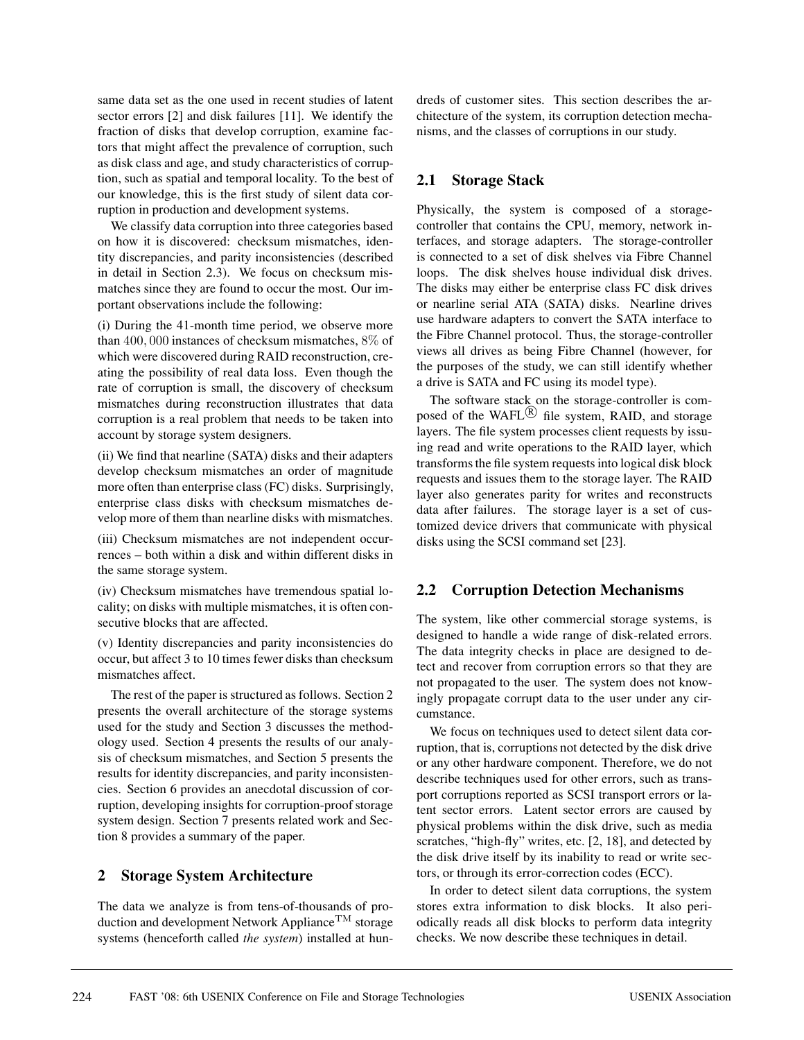same data set as the one used in recent studies of latent sector errors [2] and disk failures [11]. We identify the fraction of disks that develop corruption, examine factors that might affect the prevalence of corruption, such as disk class and age, and study characteristics of corruption, such as spatial and temporal locality. To the best of our knowledge, this is the first study of silent data corruption in production and development systems.

We classify data corruption into three categories based on how it is discovered: checksum mismatches, identity discrepancies, and parity inconsistencies (described in detail in Section 2.3). We focus on checksum mismatches since they are found to occur the most. Our important observations include the following:

(i) During the 41-month time period, we observe more than 400,000 instances of checksum mismatches, 8% of which were discovered during RAID reconstruction, creating the possibility of real data loss. Even though the rate of corruption is small, the discovery of checksum mismatches during reconstruction illustrates that data corruption is a real problem that needs to be taken into account by storage system designers.

(ii) We find that nearline (SATA) disks and their adapters develop checksum mismatches an order of magnitude more often than enterprise class (FC) disks. Surprisingly, enterprise class disks with checksum mismatches develop more of them than nearline disks with mismatches.

(iii) Checksum mismatches are not independent occurrences – both within a disk and within different disks in the same storage system.

(iv) Checksum mismatches have tremendous spatial locality; on disks with multiple mismatches, it is often consecutive blocks that are affected.

(v) Identity discrepancies and parity inconsistencies do occur, but affect 3 to 10 times fewer disks than checksum mismatches affect.

The rest of the paper is structured as follows. Section 2 presents the overall architecture of the storage systems used for the study and Section 3 discusses the methodology used. Section 4 presents the results of our analysis of checksum mismatches, and Section 5 presents the results for identity discrepancies, and parity inconsistencies. Section 6 provides an anecdotal discussion of corruption, developing insights for corruption-proof storage system design. Section 7 presents related work and Section 8 provides a summary of the paper.

## 2 Storage System Architecture

The data we analyze is from tens-of-thousands of production and development Network Appliance™ storage systems (henceforth called *the system*) installed at hundreds of customer sites. This section describes the architecture of the system, its corruption detection mechanisms, and the classes of corruptions in our study.

### 2.1 Storage Stack

Physically, the system is composed of a storage-controller that contains the CPU, memory, network interfaces, and storage adapters. The storage-controller is connected to a set of disk shelves via Fibre Channel loops. The disk shelves house individual disk drives. The disks may either be enterprise class FC disk drives or nearline serial ATA (SATA) disks. Nearline drives use hardware adapters to convert the SATA interface to the Fibre Channel protocol. Thus, the storage-controller views all drives as being Fibre Channel (however, for the purposes of the study, we can still identify whether a drive is SATA and FC using its model type).

The software stack on the storage-controller is composed of the WAFL® file system, RAID, and storage layers. The file system processes client requests by issuing read and write operations to the RAID layer, which transforms the file system requests into logical disk block requests and issues them to the storage layer. The RAID layer also generates parity for writes and reconstructs data after failures. The storage layer is a set of customized device drivers that communicate with physical disks using the SCSI command set [23].

### 2.2 Corruption Detection Mechanisms

The system, like other commercial storage systems, is designed to handle a wide range of disk-related errors. The data integrity checks in place are designed to detect and recover from corruption errors so that they are not propagated to the user. The system does not knowingly propagate corrupt data to the user under any circumstance.

We focus on techniques used to detect silent data corruption, that is, corruptions not detected by the disk drive or any other hardware component. Therefore, we do not describe techniques used for other errors, such as transport corruptions reported as SCSI transport errors or latent sector errors. Latent sector errors are caused by physical problems within the disk drive, such as media scratches, "high-fly" writes, etc. [2, 18], and detected by the disk drive itself by its inability to read or write sectors, or through its error-correction codes (ECC).

In order to detect silent data corruptions, the system stores extra information to disk blocks. It also periodically reads all disk blocks to perform data integrity checks. We now describe these techniques in detail.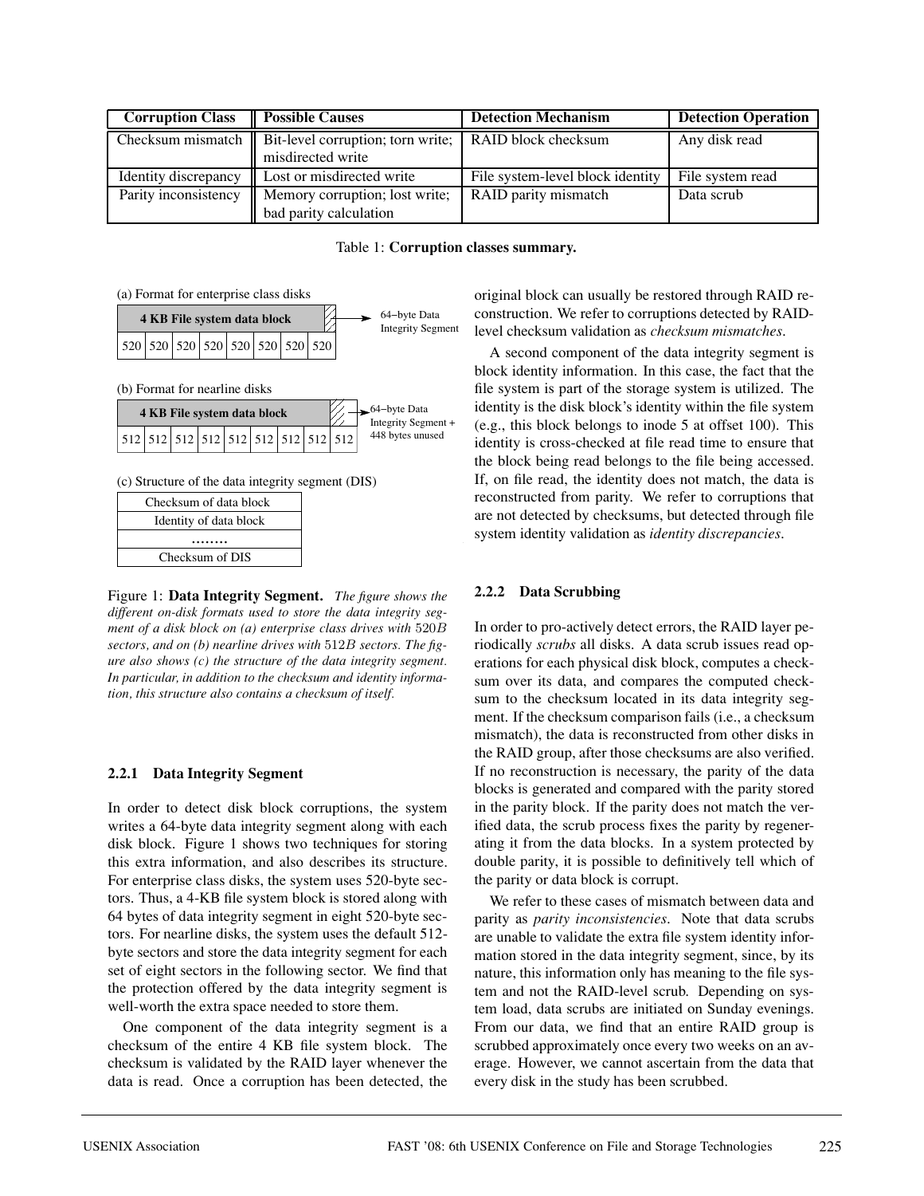| Corruption Class | Possible Causes | Detection Mechanism | Detection Operation |
|---|---|---|---|
| Checksum mismatch | Bit-level corruption; torn write; misdirected write | RAID block checksum | Any disk read |
| Identity discrepancy | Lost or misdirected write | File system-level block identity | File system read |
| Parity inconsistency | Memory corruption; lost write; bad parity calculation | RAID parity mismatch | Data scrub |

Table 1: **Corruption classes summary.**

(a) Format for enterprise class disks

| 4 KB File system data block | | | | | | | |
|---|---|---|---|---|---|---|---|
| 520 | 520 | 520 | 520 | 520 | 520 | 520 | 520 |

64–byte Data Integrity Segment

(b) Format for nearline disks

| 4 KB File system data block | | | | | | | | |
|---|---|---|---|---|---|---|---|---|
| 512 | 512 | 512 | 512 | 512 | 512 | 512 | 512 | 512 |

64–byte Data Integrity Segment + 448 bytes unused

(c) Structure of the data integrity segment (DIS)

| Checksum of data block |
|---|
| Identity of data block |
| ........ |
| Checksum of DIS |

Figure 1: **Data Integrity Segment.** *The figure shows the different on-disk formats used to store the data integrity segment of a disk block on (a) enterprise class drives with $520B$ sectors, and on (b) nearline drives with $512B$ sectors. The figure also shows (c) the structure of the data integrity segment. In particular, in addition to the checksum and identity information, this structure also contains a checksum of itself.*

### 2.2.1 Data Integrity Segment

In order to detect disk block corruptions, the system writes a 64-byte data integrity segment along with each disk block. Figure 1 shows two techniques for storing this extra information, and also describes its structure. For enterprise class disks, the system uses 520-byte sectors. Thus, a 4-KB file system block is stored along with 64 bytes of data integrity segment in eight 520-byte sectors. For nearline disks, the system uses the default 512-byte sectors and store the data integrity segment for each set of eight sectors in the following sector. We find that the protection offered by the data integrity segment is well-worth the extra space needed to store them.

One component of the data integrity segment is a checksum of the entire 4 KB file system block. The checksum is validated by the RAID layer whenever the data is read. Once a corruption has been detected, the original block can usually be restored through RAID reconstruction. We refer to corruptions detected by RAID-level checksum validation as *checksum mismatches*.

A second component of the data integrity segment is block identity information. In this case, the fact that the file system is part of the storage system is utilized. The identity is the disk block's identity within the file system (e.g., this block belongs to inode 5 at offset 100). This identity is cross-checked at file read time to ensure that the block being read belongs to the file being accessed. If, on file read, the identity does not match, the data is reconstructed from parity. We refer to corruptions that are not detected by checksums, but detected through file system identity validation as *identity discrepancies*.

### 2.2.2 Data Scrubbing

In order to pro-actively detect errors, the RAID layer periodically *scrubs* all disks. A data scrub issues read operations for each physical disk block, computes a checksum over its data, and compares the computed checksum to the checksum located in its data integrity segment. If the checksum comparison fails (i.e., a checksum mismatch), the data is reconstructed from other disks in the RAID group, after those checksums are also verified. If no reconstruction is necessary, the parity of the data blocks is generated and compared with the parity stored in the parity block. If the parity does not match the verified data, the scrub process fixes the parity by regenerating it from the data blocks. In a system protected by double parity, it is possible to definitively tell which of the parity or data block is corrupt.

We refer to these cases of mismatch between data and parity as *parity inconsistencies*. Note that data scrubs are unable to validate the extra file system identity information stored in the data integrity segment, since, by its nature, this information only has meaning to the file system and not the RAID-level scrub. Depending on system load, data scrubs are initiated on Sunday evenings. From our data, we find that an entire RAID group is scrubbed approximately once every two weeks on an average. However, we cannot ascertain from the data that every disk in the study has been scrubbed.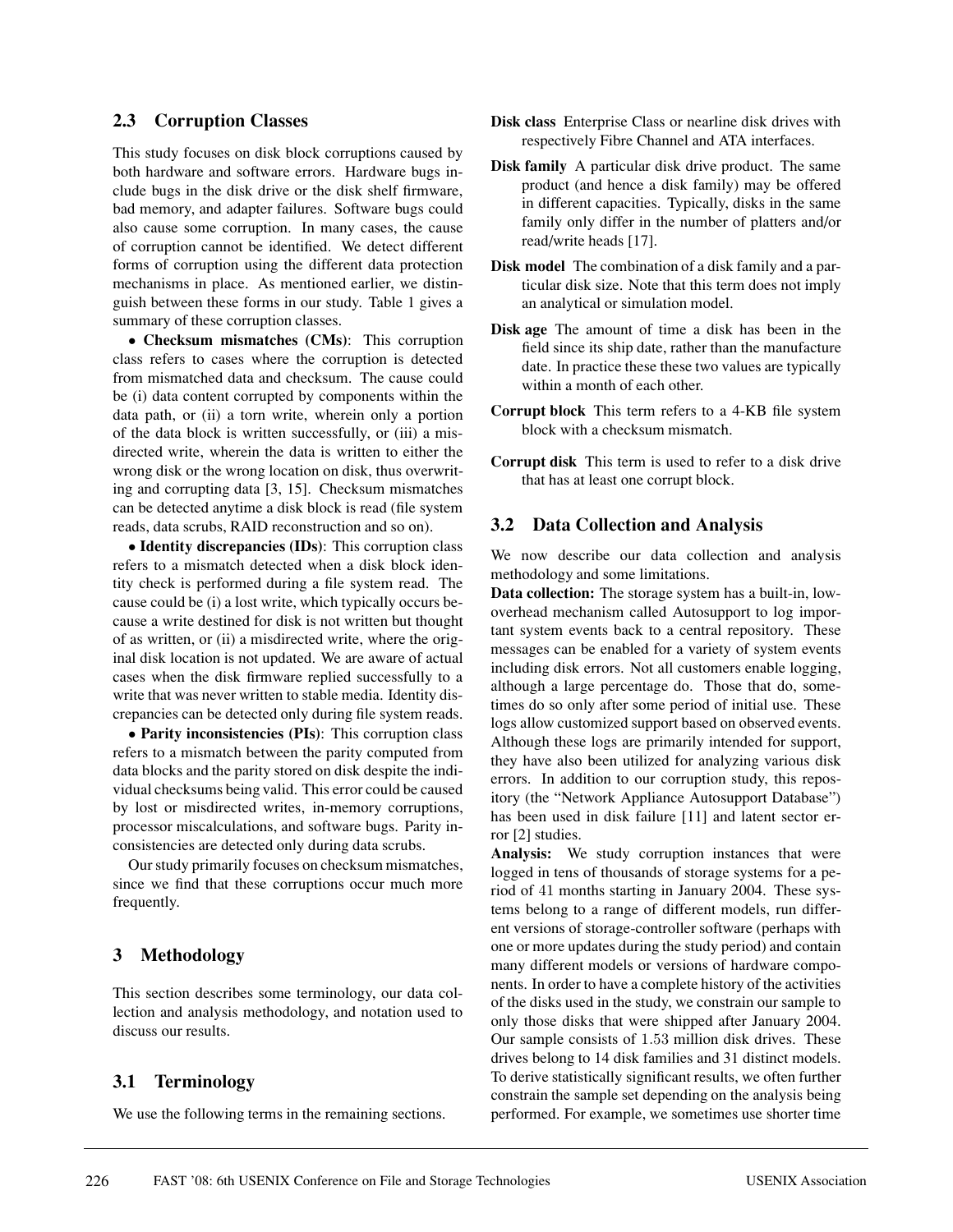### 2.3 Corruption Classes

This study focuses on disk block corruptions caused by both hardware and software errors. Hardware bugs include bugs in the disk drive or the disk shelf firmware, bad memory, and adapter failures. Software bugs could also cause some corruption. In many cases, the cause of corruption cannot be identified. We detect different forms of corruption using the different data protection mechanisms in place. As mentioned earlier, we distinguish between these forms in our study. Table 1 gives a summary of these corruption classes.

• **Checksum mismatches (CMs)**: This corruption class refers to cases where the corruption is detected from mismatched data and checksum. The cause could be (i) data content corrupted by components within the data path, or (ii) a torn write, wherein only a portion of the data block is written successfully, or (iii) a misdirected write, wherein the data is written to either the wrong disk or the wrong location on disk, thus overwriting and corrupting data [3, 15]. Checksum mismatches can be detected anytime a disk block is read (file system reads, data scrubs, RAID reconstruction and so on).

• **Identity discrepancies (IDs)**: This corruption class refers to a mismatch detected when a disk block identity check is performed during a file system read. The cause could be (i) a lost write, which typically occurs because a write destined for disk is not written but thought of as written, or (ii) a misdirected write, where the original disk location is not updated. We are aware of actual cases when the disk firmware replied successfully to a write that was never written to stable media. Identity discrepancies can be detected only during file system reads.

• **Parity inconsistencies (PIs)**: This corruption class refers to a mismatch between the parity computed from data blocks and the parity stored on disk despite the individual checksums being valid. This error could be caused by lost or misdirected writes, in-memory corruptions, processor miscalculations, and software bugs. Parity inconsistencies are detected only during data scrubs.

Our study primarily focuses on checksum mismatches, since we find that these corruptions occur much more frequently.

## 3 Methodology

This section describes some terminology, our data collection and analysis methodology, and notation used to discuss our results.

### 3.1 Terminology

We use the following terms in the remaining sections.

**Disk class** Enterprise Class or nearline disk drives with respectively Fibre Channel and ATA interfaces.

**Disk family** A particular disk drive product. The same product (and hence a disk family) may be offered in different capacities. Typically, disks in the same family only differ in the number of platters and/or read/write heads [17].

**Disk model** The combination of a disk family and a particular disk size. Note that this term does not imply an analytical or simulation model.

**Disk age** The amount of time a disk has been in the field since its ship date, rather than the manufacture date. In practice these these two values are typically within a month of each other.

**Corrupt block** This term refers to a 4-KB file system block with a checksum mismatch.

**Corrupt disk** This term is used to refer to a disk drive that has at least one corrupt block.

### 3.2 Data Collection and Analysis

We now describe our data collection and analysis methodology and some limitations.

**Data collection:** The storage system has a built-in, low-overhead mechanism called Autosupport to log important system events back to a central repository. These messages can be enabled for a variety of system events including disk errors. Not all customers enable logging, although a large percentage do. Those that do, sometimes do so only after some period of initial use. These logs allow customized support based on observed events. Although these logs are primarily intended for support, they have also been utilized for analyzing various disk errors. In addition to our corruption study, this repository (the "Network Appliance Autosupport Database") has been used in disk failure [11] and latent sector error [2] studies.

**Analysis:** We study corruption instances that were logged in tens of thousands of storage systems for a period of 41 months starting in January 2004. These systems belong to a range of different models, run different versions of storage-controller software (perhaps with one or more updates during the study period) and contain many different models or versions of hardware components. In order to have a complete history of the activities of the disks used in the study, we constrain our sample to only those disks that were shipped after January 2004. Our sample consists of 1.53 million disk drives. These drives belong to 14 disk families and 31 distinct models. To derive statistically significant results, we often further constrain the sample set depending on the analysis being performed. For example, we sometimes use shorter time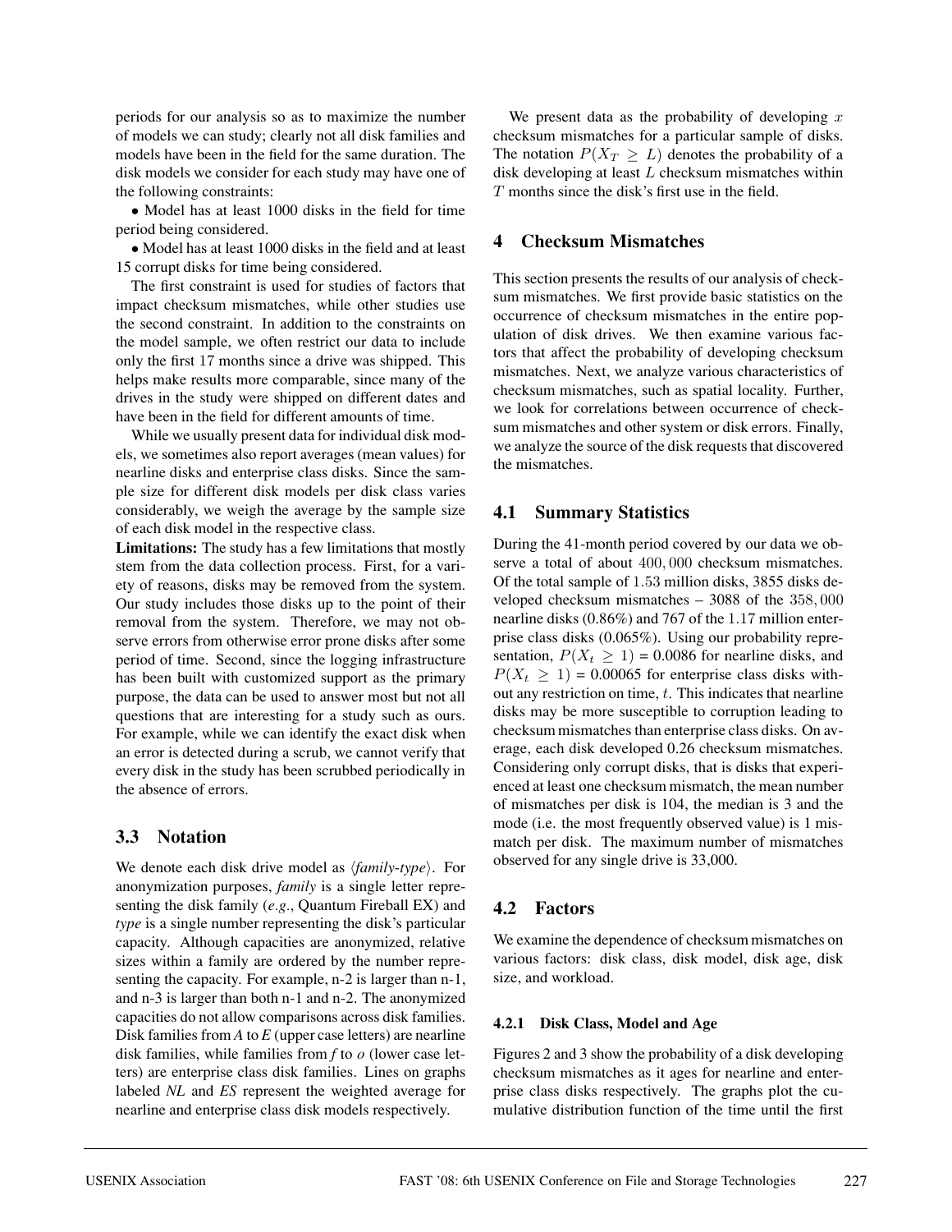periods for our analysis so as to maximize the number of models we can study; clearly not all disk families and models have been in the field for the same duration. The disk models we consider for each study may have one of the following constraints:

• Model has at least 1000 disks in the field for time period being considered.

• Model has at least 1000 disks in the field and at least 15 corrupt disks for time being considered.

The first constraint is used for studies of factors that impact checksum mismatches, while other studies use the second constraint. In addition to the constraints on the model sample, we often restrict our data to include only the first 17 months since a drive was shipped. This helps make results more comparable, since many of the drives in the study were shipped on different dates and have been in the field for different amounts of time.

While we usually present data for individual disk models, we sometimes also report averages (mean values) for nearline disks and enterprise class disks. Since the sample size for different disk models per disk class varies considerably, we weigh the average by the sample size of each disk model in the respective class.

**Limitations:** The study has a few limitations that mostly stem from the data collection process. First, for a variety of reasons, disks may be removed from the system. Our study includes those disks up to the point of their removal from the system. Therefore, we may not observe errors from otherwise error prone disks after some period of time. Second, since the logging infrastructure has been built with customized support as the primary purpose, the data can be used to answer most but not all questions that are interesting for a study such as ours. For example, while we can identify the exact disk when an error is detected during a scrub, we cannot verify that every disk in the study has been scrubbed periodically in the absence of errors.

### 3.3 Notation

We denote each disk drive model as ⟨*family-type*⟩. For anonymization purposes, *family* is a single letter representing the disk family (*e.g.*, Quantum Fireball EX) and *type* is a single number representing the disk's particular capacity. Although capacities are anonymized, relative sizes within a family are ordered by the number representing the capacity. For example, n-2 is larger than n-1, and n-3 is larger than both n-1 and n-2. The anonymized capacities do not allow comparisons across disk families. Disk families from *A* to *E* (upper case letters) are nearline disk families, while families from *f* to *o* (lower case letters) are enterprise class disk families. Lines on graphs labeled *NL* and *ES* represent the weighted average for nearline and enterprise class disk models respectively.

We present data as the probability of developing $x$ checksum mismatches for a particular sample of disks. The notation $P(X_T \geq L)$ denotes the probability of a disk developing at least $L$ checksum mismatches within $T$ months since the disk's first use in the field.

## 4 Checksum Mismatches

This section presents the results of our analysis of checksum mismatches. We first provide basic statistics on the occurrence of checksum mismatches in the entire population of disk drives. We then examine various factors that affect the probability of developing checksum mismatches. Next, we analyze various characteristics of checksum mismatches, such as spatial locality. Further, we look for correlations between occurrence of checksum mismatches and other system or disk errors. Finally, we analyze the source of the disk requests that discovered the mismatches.

### 4.1 Summary Statistics

During the 41-month period covered by our data we observe a total of about $400,000$ checksum mismatches. Of the total sample of $1.53$ million disks, 3855 disks developed checksum mismatches – 3088 of the $358,000$ nearline disks (0.86%) and 767 of the $1.17$ million enterprise class disks (0.065%). Using our probability representation, $P(X_t \geq 1)$ = 0.0086 for nearline disks, and $P(X_t \geq 1)$ = 0.00065 for enterprise class disks without any restriction on time, $t$. This indicates that nearline disks may be more susceptible to corruption leading to checksum mismatches than enterprise class disks. On average, each disk developed 0.26 checksum mismatches. Considering only corrupt disks, that is disks that experienced at least one checksum mismatch, the mean number of mismatches per disk is 104, the median is 3 and the mode (i.e. the most frequently observed value) is 1 mismatch per disk. The maximum number of mismatches observed for any single drive is 33,000.

### 4.2 Factors

We examine the dependence of checksum mismatches on various factors: disk class, disk model, disk age, disk size, and workload.

#### 4.2.1 Disk Class, Model and Age

Figures 2 and 3 show the probability of a disk developing checksum mismatches as it ages for nearline and enterprise class disks respectively. The graphs plot the cumulative distribution function of the time until the first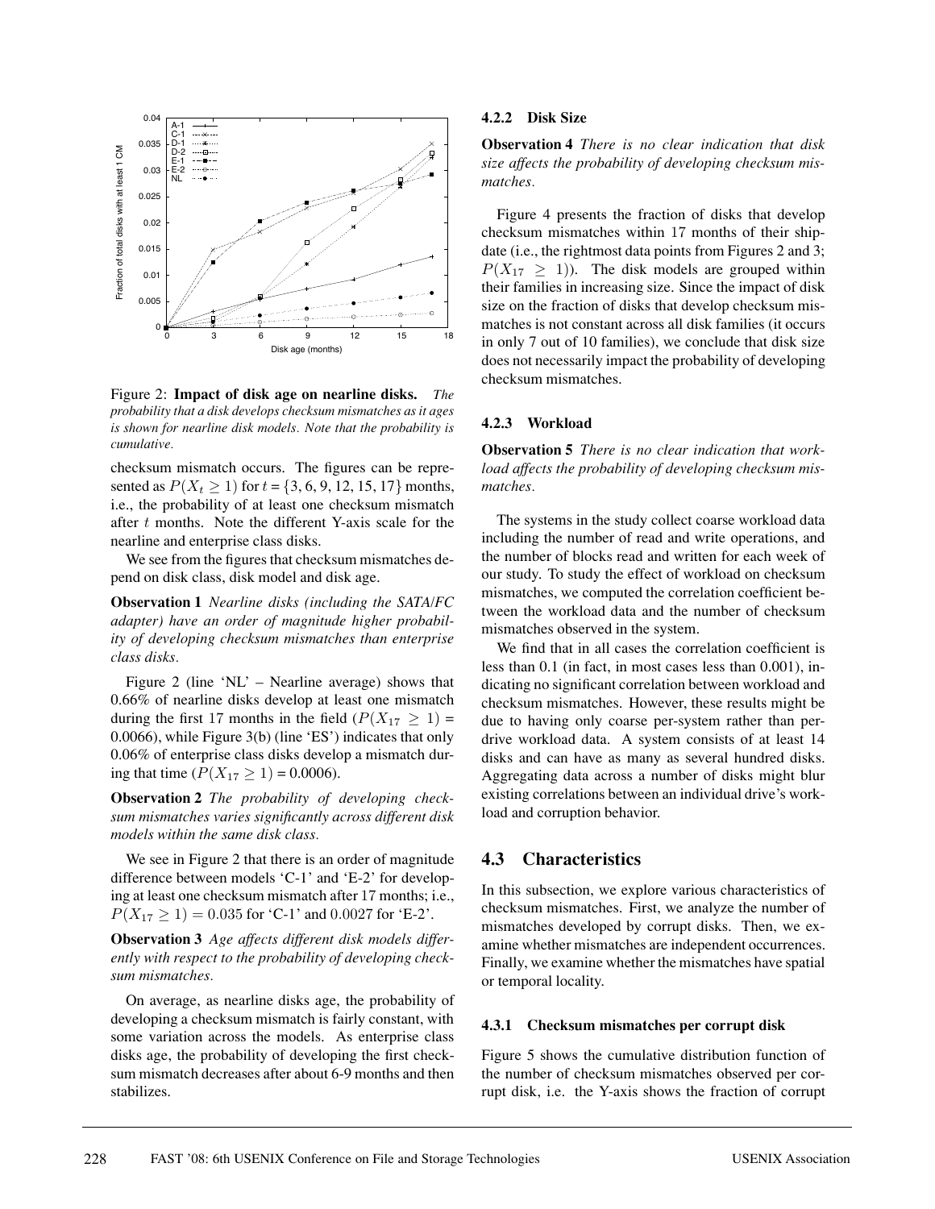Figure 2: **Impact of disk age on nearline disks.** *The probability that a disk develops checksum mismatches as it ages is shown for nearline disk models. Note that the probability is cumulative.*

checksum mismatch occurs. The figures can be represented as $P(X_t \geq 1)$ for $t = \{3, 6, 9, 12, 15, 17\}$ months, i.e., the probability of at least one checksum mismatch after $t$ months. Note the different Y-axis scale for the nearline and enterprise class disks.

We see from the figures that checksum mismatches depend on disk class, disk model and disk age.

**Observation 1** *Nearline disks (including the SATA/FC adapter) have an order of magnitude higher probability of developing checksum mismatches than enterprise class disks.*

Figure 2 (line 'NL' – Nearline average) shows that 0.66% of nearline disks develop at least one mismatch during the first 17 months in the field ($P(X_{17} \geq 1)$ = 0.0066), while Figure 3(b) (line 'ES') indicates that only 0.06% of enterprise class disks develop a mismatch during that time ($P(X_{17} \geq 1)$ = 0.0006).

**Observation 2** *The probability of developing checksum mismatches varies significantly across different disk models within the same disk class.*

We see in Figure 2 that there is an order of magnitude difference between models 'C-1' and 'E-2' for developing at least one checksum mismatch after 17 months; i.e., $P(X_{17} \geq 1) = 0.035$ for 'C-1' and $0.0027$ for 'E-2'.

**Observation 3** *Age affects different disk models differently with respect to the probability of developing checksum mismatches.*

On average, as nearline disks age, the probability of developing a checksum mismatch is fairly constant, with some variation across the models. As enterprise class disks age, the probability of developing the first checksum mismatch decreases after about 6-9 months and then stabilizes.

#### 4.2.2 Disk Size

**Observation 4** *There is no clear indication that disk size affects the probability of developing checksum mismatches.*

Figure 4 presents the fraction of disks that develop checksum mismatches within 17 months of their ship-date (i.e., the rightmost data points from Figures 2 and 3; $P(X_{17} \geq 1)$). The disk models are grouped within their families in increasing size. Since the impact of disk size on the fraction of disks that develop checksum mismatches is not constant across all disk families (it occurs in only 7 out of 10 families), we conclude that disk size does not necessarily impact the probability of developing checksum mismatches.

#### 4.2.3 Workload

**Observation 5** *There is no clear indication that workload affects the probability of developing checksum mismatches.*

The systems in the study collect coarse workload data including the number of read and write operations, and the number of blocks read and written for each week of our study. To study the effect of workload on checksum mismatches, we computed the correlation coefficient between the workload data and the number of checksum mismatches observed in the system.

We find that in all cases the correlation coefficient is less than 0.1 (in fact, in most cases less than 0.001), indicating no significant correlation between workload and checksum mismatches. However, these results might be due to having only coarse per-system rather than per-drive workload data. A system consists of at least 14 disks and can have as many as several hundred disks. Aggregating data across a number of disks might blur existing correlations between an individual drive's workload and corruption behavior.

### 4.3 Characteristics

In this subsection, we explore various characteristics of checksum mismatches. First, we analyze the number of mismatches developed by corrupt disks. Then, we examine whether mismatches are independent occurrences. Finally, we examine whether the mismatches have spatial or temporal locality.

#### 4.3.1 Checksum mismatches per corrupt disk

Figure 5 shows the cumulative distribution function of the number of checksum mismatches observed per corrupt disk, i.e. the Y-axis shows the fraction of corrupt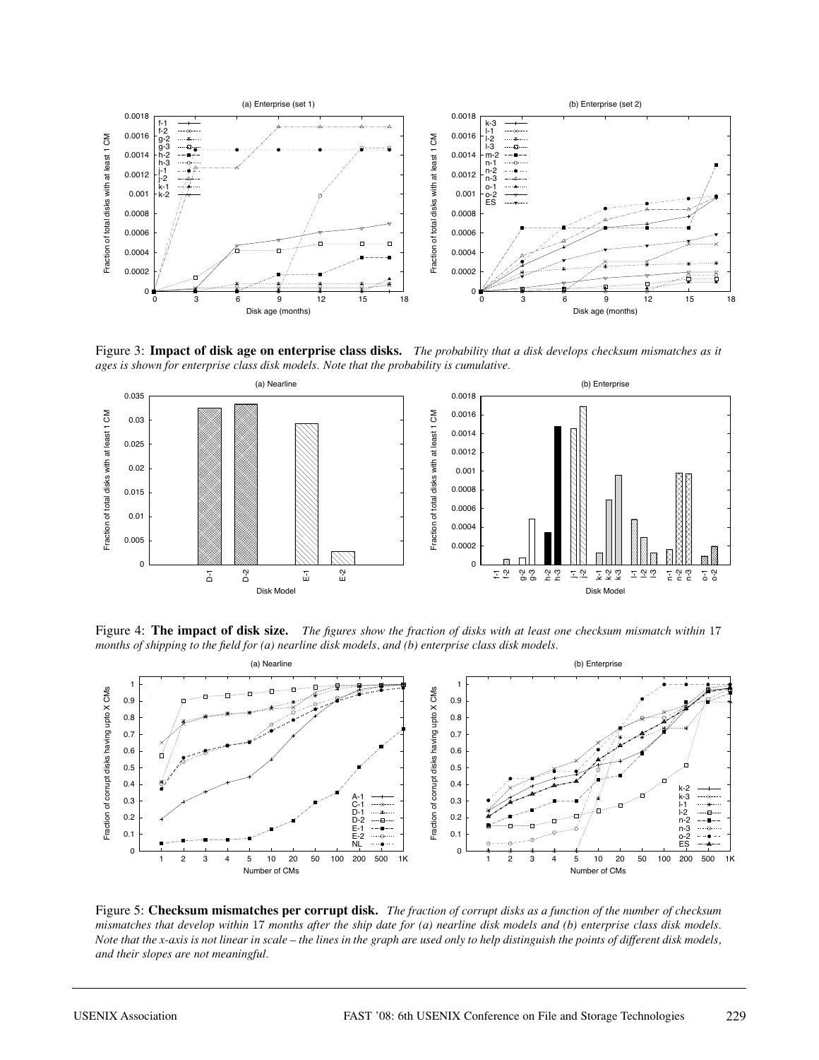Figure 3: **Impact of disk age on enterprise class disks.** *The probability that a disk develops checksum mismatches as it ages is shown for enterprise class disk models. Note that the probability is cumulative.*

Figure 4: **The impact of disk size.** *The figures show the fraction of disks with at least one checksum mismatch within* 17 *months of shipping to the field for (a) nearline disk models, and (b) enterprise class disk models.*

Figure 5: **Checksum mismatches per corrupt disk.** *The fraction of corrupt disks as a function of the number of checksum mismatches that develop within* 17 *months after the ship date for (a) nearline disk models and (b) enterprise class disk models. Note that the x-axis is not linear in scale – the lines in the graph are used only to help distinguish the points of different disk models, and their slopes are not meaningful.*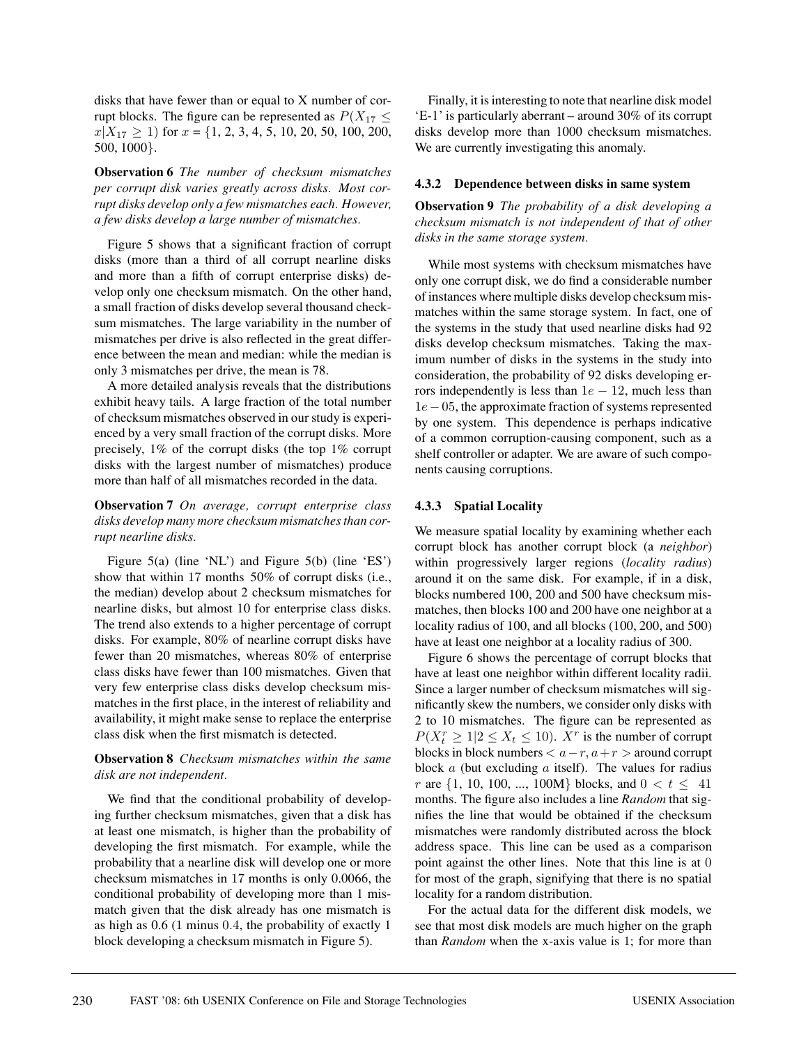disks that have fewer than or equal to X number of corrupt blocks. The figure can be represented as $P(X_{17} \leq x | X_{17} \geq 1)$ for $x$ = {1, 2, 3, 4, 5, 10, 20, 50, 100, 200, 500, 1000}.

**Observation 6** *The number of checksum mismatches per corrupt disk varies greatly across disks. Most corrupt disks develop only a few mismatches each. However, a few disks develop a large number of mismatches.*

Figure 5 shows that a significant fraction of corrupt disks (more than a third of all corrupt nearline disks and more than a fifth of corrupt enterprise disks) develop only one checksum mismatch. On the other hand, a small fraction of disks develop several thousand checksum mismatches. The large variability in the number of mismatches per drive is also reflected in the great difference between the mean and median: while the median is only 3 mismatches per drive, the mean is 78.

A more detailed analysis reveals that the distributions exhibit heavy tails. A large fraction of the total number of checksum mismatches observed in our study is experienced by a very small fraction of the corrupt disks. More precisely, 1% of the corrupt disks (the top 1% corrupt disks with the largest number of mismatches) produce more than half of all mismatches recorded in the data.

**Observation 7** *On average, corrupt enterprise class disks develop many more checksum mismatches than corrupt nearline disks.*

Figure 5(a) (line 'NL') and Figure 5(b) (line 'ES') show that within 17 months 50% of corrupt disks (i.e., the median) develop about 2 checksum mismatches for nearline disks, but almost 10 for enterprise class disks. The trend also extends to a higher percentage of corrupt disks. For example, 80% of nearline corrupt disks have fewer than 20 mismatches, whereas 80% of enterprise class disks have fewer than 100 mismatches. Given that very few enterprise class disks develop checksum mismatches in the first place, in the interest of reliability and availability, it might make sense to replace the enterprise class disk when the first mismatch is detected.

**Observation 8** *Checksum mismatches within the same disk are not independent.*

We find that the conditional probability of developing further checksum mismatches, given that a disk has at least one mismatch, is higher than the probability of developing the first mismatch. For example, while the probability that a nearline disk will develop one or more checksum mismatches in 17 months is only 0.0066, the conditional probability of developing more than 1 mismatch given that the disk already has one mismatch is as high as 0.6 (1 minus $0.4$, the probability of exactly 1 block developing a checksum mismatch in Figure 5).

Finally, it is interesting to note that nearline disk model 'E-1' is particularly aberrant – around 30% of its corrupt disks develop more than 1000 checksum mismatches. We are currently investigating this anomaly.

#### 4.3.2 Dependence between disks in same system

**Observation 9** *The probability of a disk developing a checksum mismatch is not independent of that of other disks in the same storage system.*

While most systems with checksum mismatches have only one corrupt disk, we do find a considerable number of instances where multiple disks develop checksum mismatches within the same storage system. In fact, one of the systems in the study that used nearline disks had 92 disks develop checksum mismatches. Taking the maximum number of disks in the systems in the study into consideration, the probability of 92 disks developing errors independently is less than $1e-12$, much less than $1e-05$, the approximate fraction of systems represented by one system. This dependence is perhaps indicative of a common corruption-causing component, such as a shelf controller or adapter. We are aware of such components causing corruptions.

#### 4.3.3 Spatial Locality

We measure spatial locality by examining whether each corrupt block has another corrupt block (a *neighbor*) within progressively larger regions (*locality radius*) around it on the same disk. For example, if in a disk, blocks numbered 100, 200 and 500 have checksum mismatches, then blocks 100 and 200 have one neighbor at a locality radius of 100, and all blocks (100, 200, and 500) have at least one neighbor at a locality radius of 300.

Figure 6 shows the percentage of corrupt blocks that have at least one neighbor within different locality radii. Since a larger number of checksum mismatches will significantly skew the numbers, we consider only disks with 2 to 10 mismatches. The figure can be represented as $P(X_t^r \geq 1 | 2 \leq X_t \leq 10)$. $X^r$ is the number of corrupt blocks in block numbers $< a-r, a+r >$ around corrupt block $a$ (but excluding $a$ itself). The values for radius $r$ are {1, 10, 100, ..., 100M} blocks, and $0 < t \leq 41$ months. The figure also includes a line *Random* that signifies the line that would be obtained if the checksum mismatches were randomly distributed across the block address space. This line can be used as a comparison point against the other lines. Note that this line is at 0 for most of the graph, signifying that there is no spatial locality for a random distribution.

For the actual data for the different disk models, we see that most disk models are much higher on the graph than *Random* when the x-axis value is 1; for more than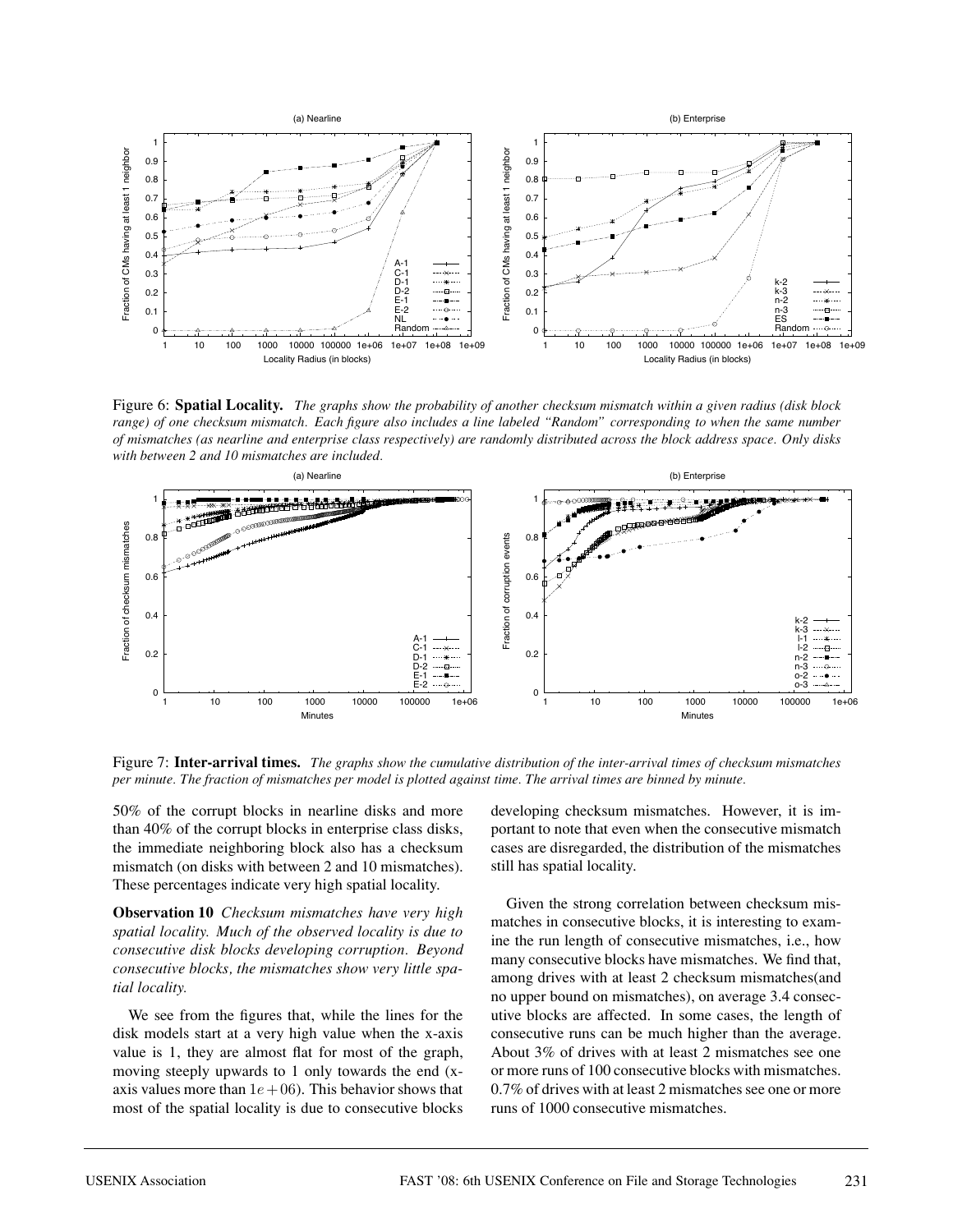Figure 6: **Spatial Locality.** *The graphs show the probability of another checksum mismatch within a given radius (disk block range) of one checksum mismatch. Each figure also includes a line labeled "Random" corresponding to when the same number of mismatches (as nearline and enterprise class respectively) are randomly distributed across the block address space. Only disks with between 2 and 10 mismatches are included.*

Figure 7: **Inter-arrival times.** *The graphs show the cumulative distribution of the inter-arrival times of checksum mismatches per minute. The fraction of mismatches per model is plotted against time. The arrival times are binned by minute.*

50% of the corrupt blocks in nearline disks and more than 40% of the corrupt blocks in enterprise class disks, the immediate neighboring block also has a checksum mismatch (on disks with between 2 and 10 mismatches). These percentages indicate very high spatial locality.

**Observation 10** *Checksum mismatches have very high spatial locality. Much of the observed locality is due to consecutive disk blocks developing corruption. Beyond consecutive blocks, the mismatches show very little spatial locality.*

We see from the figures that, while the lines for the disk models start at a very high value when the x-axis value is 1, they are almost flat for most of the graph, moving steeply upwards to 1 only towards the end (x-axis values more than $1e+06$). This behavior shows that most of the spatial locality is due to consecutive blocks developing checksum mismatches. However, it is important to note that even when the consecutive mismatch cases are disregarded, the distribution of the mismatches still has spatial locality.

Given the strong correlation between checksum mismatches in consecutive blocks, it is interesting to examine the run length of consecutive mismatches, i.e., how many consecutive blocks have mismatches. We find that, among drives with at least 2 checksum mismatches(and no upper bound on mismatches), on average 3.4 consecutive blocks are affected. In some cases, the length of consecutive runs can be much higher than the average. About 3% of drives with at least 2 mismatches see one or more runs of 100 consecutive blocks with mismatches. 0.7% of drives with at least 2 mismatches see one or more runs of 1000 consecutive mismatches.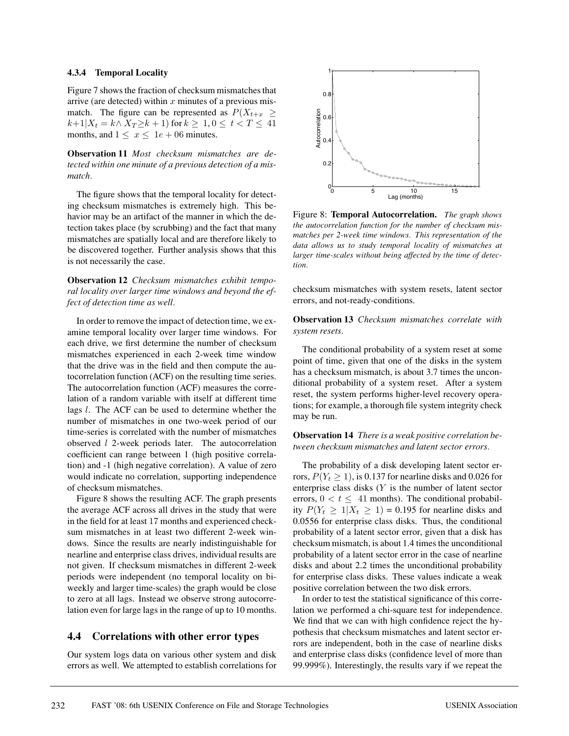#### 4.3.4 Temporal Locality

Figure 7 shows the fraction of checksum mismatches that arrive (are detected) within $x$ minutes of a previous mismatch. The figure can be represented as $P(X_{t+x} \geq k+1 | X_t = k \wedge X_T \geq k+1)$ for $k \geq 1, 0 \leq t < T \leq 41$ months, and $1 \leq x \leq 1e+06$ minutes.

**Observation 11** *Most checksum mismatches are detected within one minute of a previous detection of a mismatch.*

The figure shows that the temporal locality for detecting checksum mismatches is extremely high. This behavior may be an artifact of the manner in which the detection takes place (by scrubbing) and the fact that many mismatches are spatially local and are therefore likely to be discovered together. Further analysis shows that this is not necessarily the case.

**Observation 12** *Checksum mismatches exhibit temporal locality over larger time windows and beyond the effect of detection time as well.*

In order to remove the impact of detection time, we examine temporal locality over larger time windows. For each drive, we first determine the number of checksum mismatches experienced in each 2-week time window that the drive was in the field and then compute the autocorrelation function (ACF) on the resulting time series. The autocorrelation function (ACF) measures the correlation of a random variable with itself at different time lags $l$. The ACF can be used to determine whether the number of mismatches in one two-week period of our time-series is correlated with the number of mismatches observed $l$ 2-week periods later. The autocorrelation coefficient can range between 1 (high positive correlation) and -1 (high negative correlation). A value of zero would indicate no correlation, supporting independence of checksum mismatches.

Figure 8 shows the resulting ACF. The graph presents the average ACF across all drives in the study that were in the field for at least 17 months and experienced checksum mismatches in at least two different 2-week windows. Since the results are nearly indistinguishable for nearline and enterprise class drives, individual results are not given. If checksum mismatches in different 2-week periods were independent (no temporal locality on biweekly and larger time-scales) the graph would be close to zero at all lags. Instead we observe strong autocorrelation even for large lags in the range of up to 10 months.

Figure 8: **Temporal Autocorrelation.** *The graph shows the autocorrelation function for the number of checksum mismatches per 2-week time windows. This representation of the data allows us to study temporal locality of mismatches at larger time-scales without being affected by the time of detection.*

## 4.4 Correlations with other error types

Our system logs data on various other system and disk errors as well. We attempted to establish correlations for checksum mismatches with system resets, latent sector errors, and not-ready-conditions.

**Observation 13** *Checksum mismatches correlate with system resets.*

The conditional probability of a system reset at some point of time, given that one of the disks in the system has a checksum mismatch, is about 3.7 times the unconditional probability of a system reset. After a system reset, the system performs higher-level recovery operations; for example, a thorough file system integrity check may be run.

**Observation 14** *There is a weak positive correlation between checksum mismatches and latent sector errors.*

The probability of a disk developing latent sector errors, $P(Y_t \geq 1)$, is 0.137 for nearline disks and 0.026 for enterprise class disks ($Y$ is the number of latent sector errors, $0 < t \leq 41$ months). The conditional probability $P(Y_t \geq 1 | X_t \geq 1)$ = 0.195 for nearline disks and 0.0556 for enterprise class disks. Thus, the conditional probability of a latent sector error, given that a disk has checksum mismatch, is about 1.4 times the unconditional probability of a latent sector error in the case of nearline disks and about 2.2 times the unconditional probability for enterprise class disks. These values indicate a weak positive correlation between the two disk errors.

In order to test the statistical significance of this correlation we performed a chi-square test for independence. We find that we can with high confidence reject the hypothesis that checksum mismatches and latent sector errors are independent, both in the case of nearline disks and enterprise class disks (confidence level of more than 99.999%). Interestingly, the results vary if we repeat the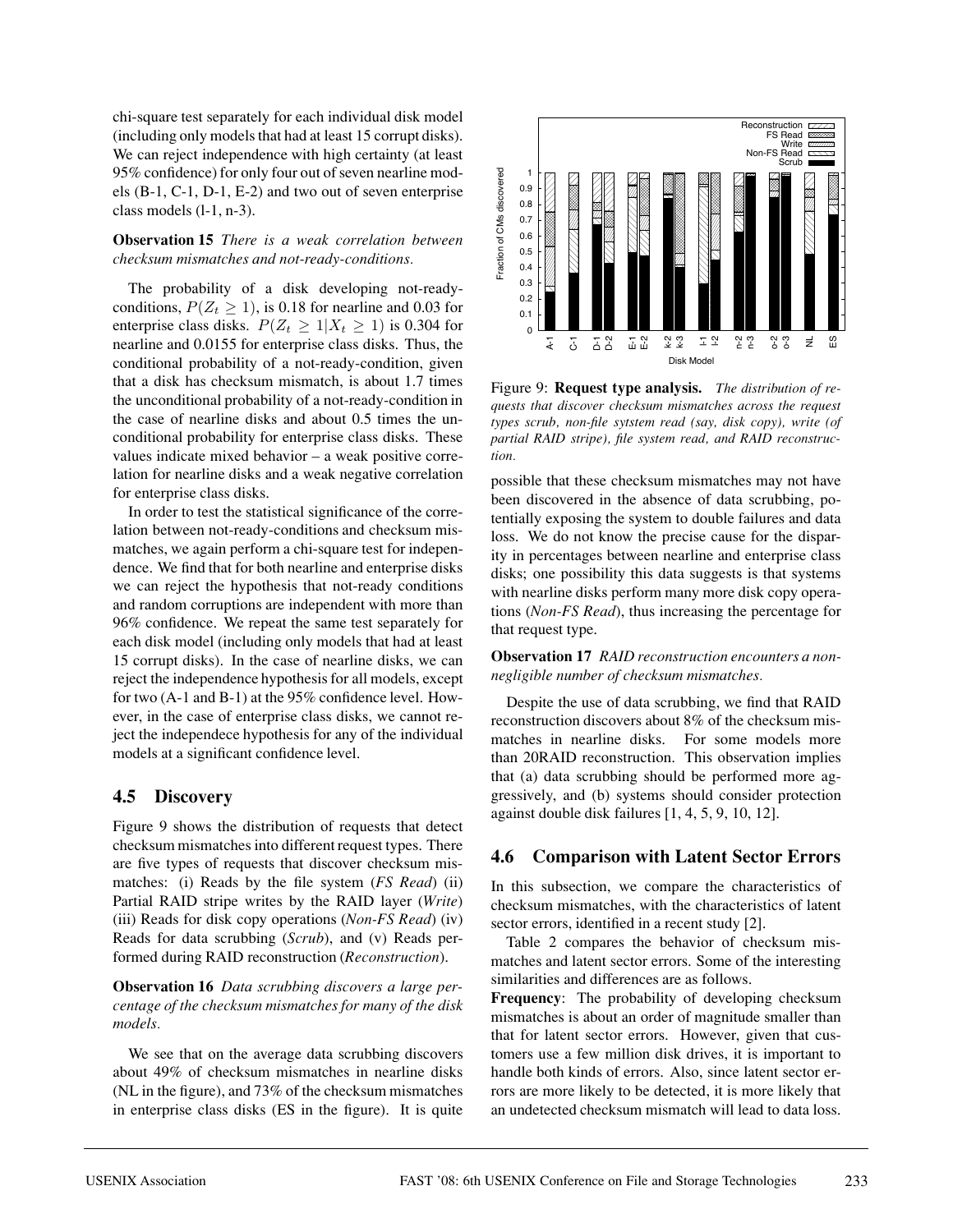chi-square test separately for each individual disk model (including only models that had at least 15 corrupt disks). We can reject independence with high certainty (at least 95% confidence) for only four out of seven nearline models (B-1, C-1, D-1, E-2) and two out of seven enterprise class models (l-1, n-3).

**Observation 15** *There is a weak correlation between checksum mismatches and not-ready-conditions.*

The probability of a disk developing not-ready-conditions, $P(Z_t \geq 1)$, is 0.18 for nearline and 0.03 for enterprise class disks. $P(Z_t \geq 1 | X_t \geq 1)$ is 0.304 for nearline and 0.0155 for enterprise class disks. Thus, the conditional probability of a not-ready-condition, given that a disk has checksum mismatch, is about 1.7 times the unconditional probability of a not-ready-condition in the case of nearline disks and about 0.5 times the unconditional probability for enterprise class disks. These values indicate mixed behavior – a weak positive correlation for nearline disks and a weak negative correlation for enterprise class disks.

In order to test the statistical significance of the correlation between not-ready-conditions and checksum mismatches, we again perform a chi-square test for independence. We find that for both nearline and enterprise disks we can reject the hypothesis that not-ready conditions and random corruptions are independent with more than 96% confidence. We repeat the same test separately for each disk model (including only models that had at least 15 corrupt disks). In the case of nearline disks, we can reject the independence hypothesis for all models, except for two (A-1 and B-1) at the 95% confidence level. However, in the case of enterprise class disks, we cannot reject the independece hypothesis for any of the individual models at a significant confidence level.

## 4.5 Discovery

Figure 9 shows the distribution of requests that detect checksum mismatches into different request types. There are five types of requests that discover checksum mismatches: (i) Reads by the file system (*FS Read*) (ii) Partial RAID stripe writes by the RAID layer (*Write*) (iii) Reads for disk copy operations (*Non-FS Read*) (iv) Reads for data scrubbing (*Scrub*), and (v) Reads performed during RAID reconstruction (*Reconstruction*).

**Observation 16** *Data scrubbing discovers a large percentage of the checksum mismatches for many of the disk models.*

We see that on the average data scrubbing discovers about 49% of checksum mismatches in nearline disks (NL in the figure), and 73% of the checksum mismatches in enterprise class disks (ES in the figure). It is quite possible that these checksum mismatches may not have been discovered in the absence of data scrubbing, potentially exposing the system to double failures and data loss. We do not know the precise cause for the disparity in percentages between nearline and enterprise class disks; one possibility this data suggests is that systems with nearline disks perform many more disk copy operations (*Non-FS Read*), thus increasing the percentage for that request type.

Figure 9: **Request type analysis.** *The distribution of requests that discover checksum mismatches across the request types scrub, non-file sytstem read (say, disk copy), write (of partial RAID stripe), file system read, and RAID reconstruction.*

**Observation 17** *RAID reconstruction encounters a non-negligible number of checksum mismatches.*

Despite the use of data scrubbing, we find that RAID reconstruction discovers about 8% of the checksum mismatches in nearline disks. For some models more than 20RAID reconstruction. This observation implies that (a) data scrubbing should be performed more aggressively, and (b) systems should consider protection against double disk failures [1, 4, 5, 9, 10, 12].

## 4.6 Comparison with Latent Sector Errors

In this subsection, we compare the characteristics of checksum mismatches, with the characteristics of latent sector errors, identified in a recent study [2].

Table 2 compares the behavior of checksum mismatches and latent sector errors. Some of the interesting similarities and differences are as follows.

**Frequency**: The probability of developing checksum mismatches is about an order of magnitude smaller than that for latent sector errors. However, given that customers use a few million disk drives, it is important to handle both kinds of errors. Also, since latent sector errors are more likely to be detected, it is more likely that an undetected checksum mismatch will lead to data loss.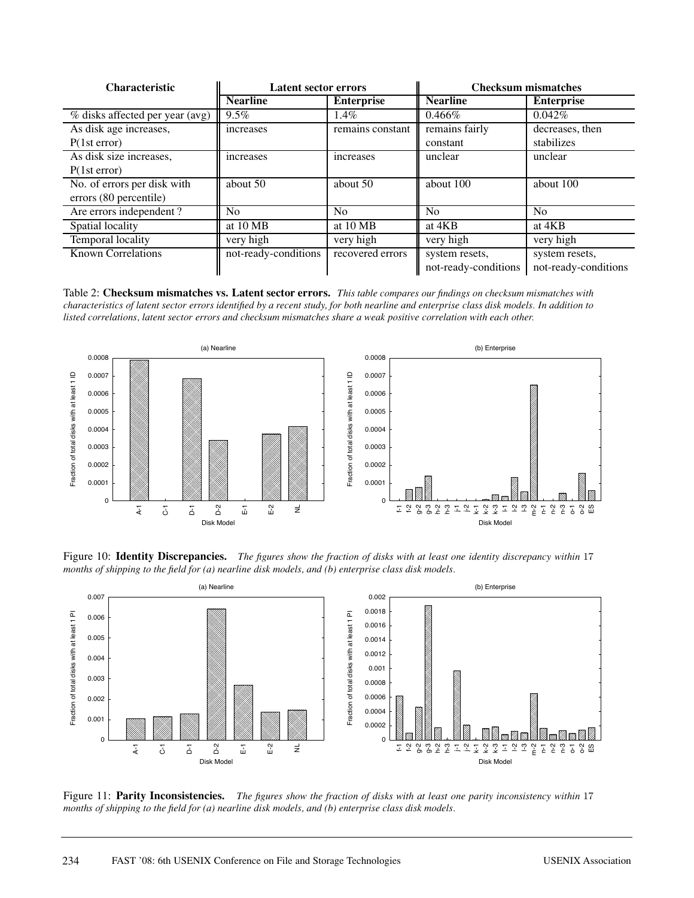| Characteristic | Latent sector errors | | Checksum mismatches | |
|---|---|---|---|---|
| | Nearline | Enterprise | Nearline | Enterprise |
| % disks affected per year (avg) | 9.5% | 1.4% | 0.466% | 0.042% |
| As disk age increases, P(1st error) | increases | remains constant | remains fairly constant | decreases, then stabilizes |
| As disk size increases, P(1st error) | increases | increases | unclear | unclear |
| No. of errors per disk with errors (80 percentile) | about 50 | about 50 | about 100 | about 100 |
| Are errors independent ? | No | No | No | No |
| Spatial locality | at 10 MB | at 10 MB | at 4KB | at 4KB |
| Temporal locality | very high | very high | very high | very high |
| Known Correlations | not-ready-conditions | recovered errors | system resets, not-ready-conditions | system resets, not-ready-conditions |

Table 2: **Checksum mismatches vs. Latent sector errors.** *This table compares our findings on checksum mismatches with characteristics of latent sector errors identified by a recent study, for both nearline and enterprise class disk models. In addition to listed correlations, latent sector errors and checksum mismatches share a weak positive correlation with each other.*

Figure 10: **Identity Discrepancies.** *The figures show the fraction of disks with at least one identity discrepancy within* 17 *months of shipping to the field for (a) nearline disk models, and (b) enterprise class disk models.*

Figure 11: **Parity Inconsistencies.** *The figures show the fraction of disks with at least one parity inconsistency within* 17 *months of shipping to the field for (a) nearline disk models, and (b) enterprise class disk models.*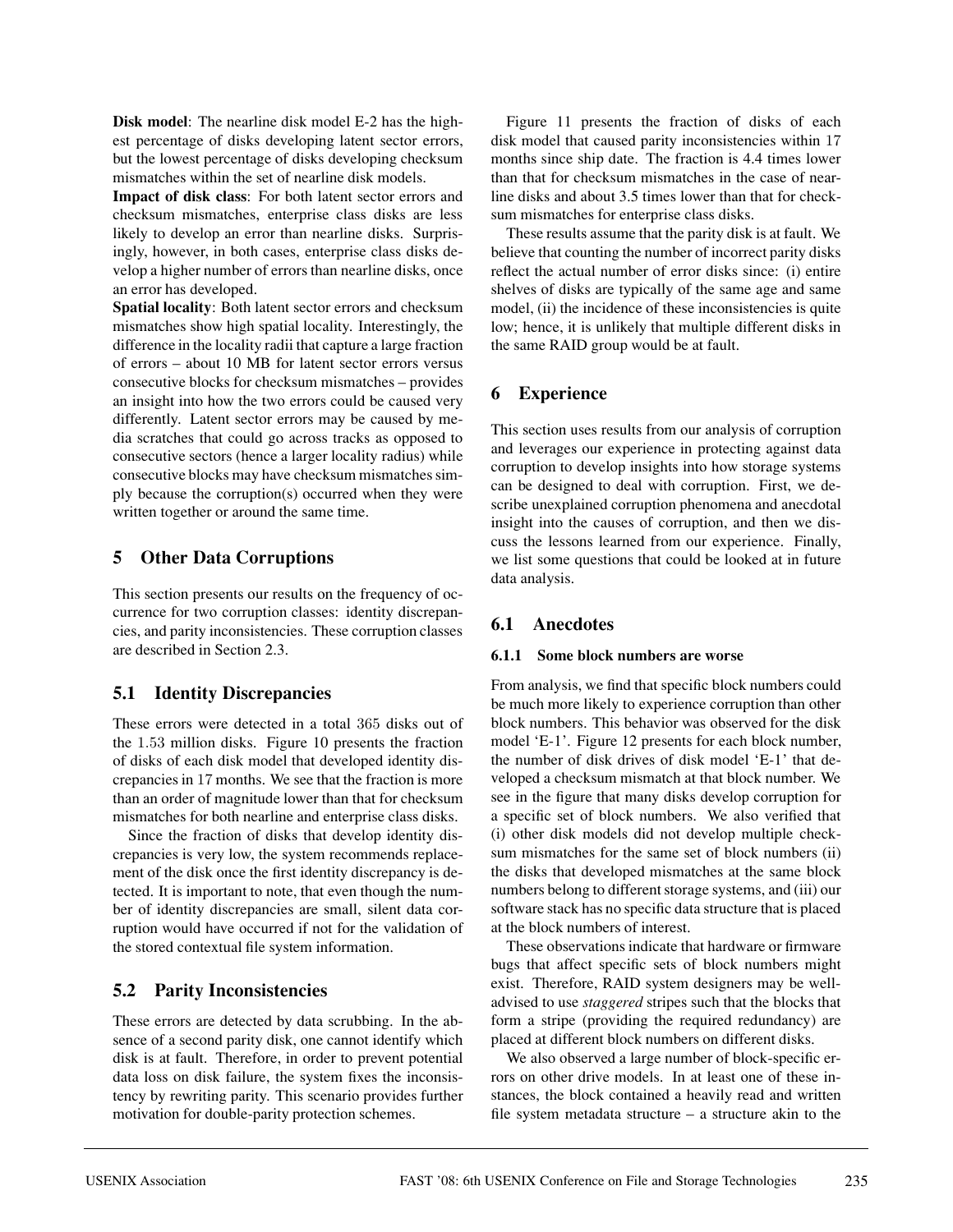**Disk model**: The nearline disk model E-2 has the highest percentage of disks developing latent sector errors, but the lowest percentage of disks developing checksum mismatches within the set of nearline disk models.

**Impact of disk class**: For both latent sector errors and checksum mismatches, enterprise class disks are less likely to develop an error than nearline disks. Surprisingly, however, in both cases, enterprise class disks develop a higher number of errors than nearline disks, once an error has developed.

**Spatial locality**: Both latent sector errors and checksum mismatches show high spatial locality. Interestingly, the difference in the locality radii that capture a large fraction of errors – about 10 MB for latent sector errors versus consecutive blocks for checksum mismatches – provides an insight into how the two errors could be caused very differently. Latent sector errors may be caused by media scratches that could go across tracks as opposed to consecutive sectors (hence a larger locality radius) while consecutive blocks may have checksum mismatches simply because the corruption(s) occurred when they were written together or around the same time.

## 5 Other Data Corruptions

This section presents our results on the frequency of occurrence for two corruption classes: identity discrepancies, and parity inconsistencies. These corruption classes are described in Section 2.3.

### 5.1 Identity Discrepancies

These errors were detected in a total 365 disks out of the 1.53 million disks. Figure 10 presents the fraction of disks of each disk model that developed identity discrepancies in 17 months. We see that the fraction is more than an order of magnitude lower than that for checksum mismatches for both nearline and enterprise class disks.

Since the fraction of disks that develop identity discrepancies is very low, the system recommends replacement of the disk once the first identity discrepancy is detected. It is important to note, that even though the number of identity discrepancies are small, silent data corruption would have occurred if not for the validation of the stored contextual file system information.

### 5.2 Parity Inconsistencies

These errors are detected by data scrubbing. In the absence of a second parity disk, one cannot identify which disk is at fault. Therefore, in order to prevent potential data loss on disk failure, the system fixes the inconsistency by rewriting parity. This scenario provides further motivation for double-parity protection schemes.

Figure 11 presents the fraction of disks of each disk model that caused parity inconsistencies within 17 months since ship date. The fraction is 4.4 times lower than that for checksum mismatches in the case of nearline disks and about 3.5 times lower than that for checksum mismatches for enterprise class disks.

These results assume that the parity disk is at fault. We believe that counting the number of incorrect parity disks reflect the actual number of error disks since: (i) entire shelves of disks are typically of the same age and same model, (ii) the incidence of these inconsistencies is quite low; hence, it is unlikely that multiple different disks in the same RAID group would be at fault.

## 6 Experience

This section uses results from our analysis of corruption and leverages our experience in protecting against data corruption to develop insights into how storage systems can be designed to deal with corruption. First, we describe unexplained corruption phenomena and anecdotal insight into the causes of corruption, and then we discuss the lessons learned from our experience. Finally, we list some questions that could be looked at in future data analysis.

### 6.1 Anecdotes

#### 6.1.1 Some block numbers are worse

From analysis, we find that specific block numbers could be much more likely to experience corruption than other block numbers. This behavior was observed for the disk model 'E-1'. Figure 12 presents for each block number, the number of disk drives of disk model 'E-1' that developed a checksum mismatch at that block number. We see in the figure that many disks develop corruption for a specific set of block numbers. We also verified that (i) other disk models did not develop multiple checksum mismatches for the same set of block numbers (ii) the disks that developed mismatches at the same block numbers belong to different storage systems, and (iii) our software stack has no specific data structure that is placed at the block numbers of interest.

These observations indicate that hardware or firmware bugs that affect specific sets of block numbers might exist. Therefore, RAID system designers may be well-advised to use *staggered* stripes such that the blocks that form a stripe (providing the required redundancy) are placed at different block numbers on different disks.

We also observed a large number of block-specific errors on other drive models. In at least one of these instances, the block contained a heavily read and written file system metadata structure – a structure akin to the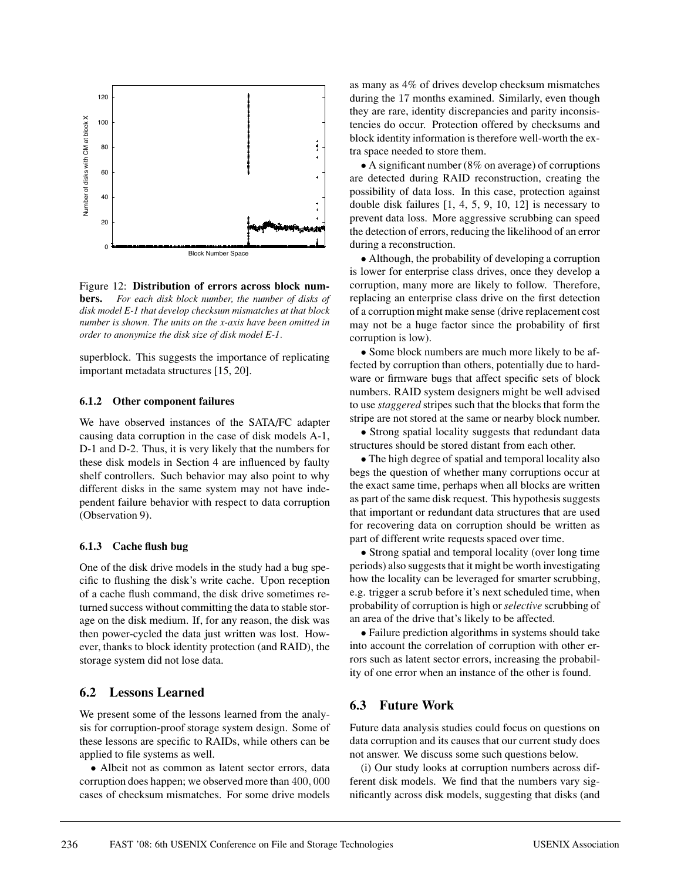Figure 12: **Distribution of errors across block numbers.** *For each disk block number, the number of disks of disk model E-1 that develop checksum mismatches at that block number is shown. The units on the x-axis have been omitted in order to anonymize the disk size of disk model E-1.*

superblock. This suggests the importance of replicating important metadata structures [15, 20].

### 6.1.2 Other component failures

We have observed instances of the SATA/FC adapter causing data corruption in the case of disk models A-1, D-1 and D-2. Thus, it is very likely that the numbers for these disk models in Section 4 are influenced by faulty shelf controllers. Such behavior may also point to why different disks in the same system may not have independent failure behavior with respect to data corruption (Observation 9).

### 6.1.3 Cache flush bug

One of the disk drive models in the study had a bug specific to flushing the disk's write cache. Upon reception of a cache flush command, the disk drive sometimes returned success without committing the data to stable storage on the disk medium. If, for any reason, the disk was then power-cycled the data just written was lost. However, thanks to block identity protection (and RAID), the storage system did not lose data.

## 6.2 Lessons Learned

We present some of the lessons learned from the analysis for corruption-proof storage system design. Some of these lessons are specific to RAIDs, while others can be applied to file systems as well.

• Albeit not as common as latent sector errors, data corruption does happen; we observed more than $400,000$ cases of checksum mismatches. For some drive models as many as 4% of drives develop checksum mismatches during the 17 months examined. Similarly, even though they are rare, identity discrepancies and parity inconsistencies do occur. Protection offered by checksums and block identity information is therefore well-worth the extra space needed to store them.

• A significant number (8% on average) of corruptions are detected during RAID reconstruction, creating the possibility of data loss. In this case, protection against double disk failures [1, 4, 5, 9, 10, 12] is necessary to prevent data loss. More aggressive scrubbing can speed the detection of errors, reducing the likelihood of an error during a reconstruction.

• Although, the probability of developing a corruption is lower for enterprise class drives, once they develop a corruption, many more are likely to follow. Therefore, replacing an enterprise class drive on the first detection of a corruption might make sense (drive replacement cost may not be a huge factor since the probability of first corruption is low).

• Some block numbers are much more likely to be affected by corruption than others, potentially due to hardware or firmware bugs that affect specific sets of block numbers. RAID system designers might be well advised to use *staggered* stripes such that the blocks that form the stripe are not stored at the same or nearby block number.

• Strong spatial locality suggests that redundant data structures should be stored distant from each other.

• The high degree of spatial and temporal locality also begs the question of whether many corruptions occur at the exact same time, perhaps when all blocks are written as part of the same disk request. This hypothesis suggests that important or redundant data structures that are used for recovering data on corruption should be written as part of different write requests spaced over time.

• Strong spatial and temporal locality (over long time periods) also suggests that it might be worth investigating how the locality can be leveraged for smarter scrubbing, e.g. trigger a scrub before it's next scheduled time, when probability of corruption is high or *selective* scrubbing of an area of the drive that's likely to be affected.

• Failure prediction algorithms in systems should take into account the correlation of corruption with other errors such as latent sector errors, increasing the probability of one error when an instance of the other is found.

## 6.3 Future Work

Future data analysis studies could focus on questions on data corruption and its causes that our current study does not answer. We discuss some such questions below.

(i) Our study looks at corruption numbers across different disk models. We find that the numbers vary significantly across disk models, suggesting that disks (and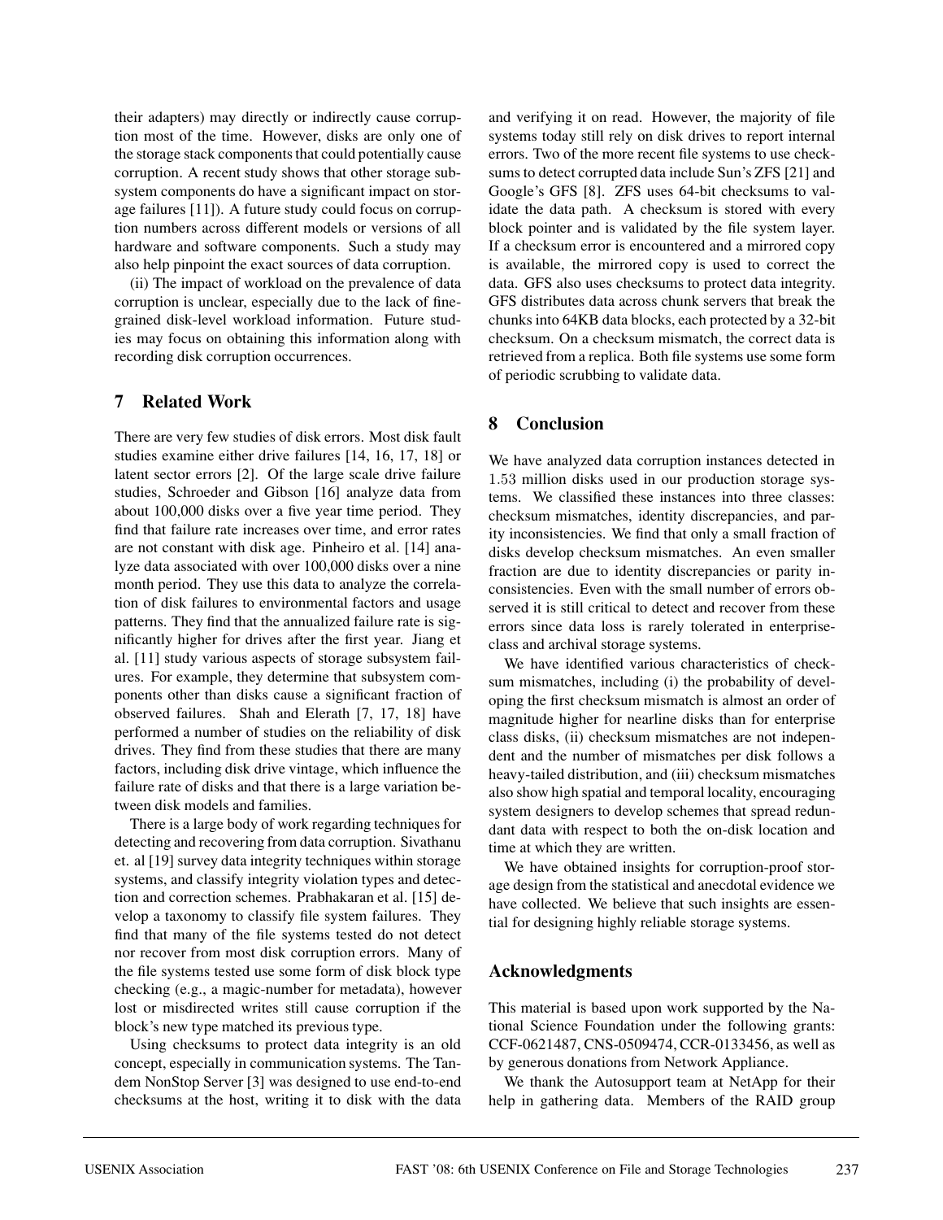their adapters) may directly or indirectly cause corruption most of the time. However, disks are only one of the storage stack components that could potentially cause corruption. A recent study shows that other storage subsystem components do have a significant impact on storage failures [11]). A future study could focus on corruption numbers across different models or versions of all hardware and software components. Such a study may also help pinpoint the exact sources of data corruption.

(ii) The impact of workload on the prevalence of data corruption is unclear, especially due to the lack of fine-grained disk-level workload information. Future studies may focus on obtaining this information along with recording disk corruption occurrences.

## 7 Related Work

There are very few studies of disk errors. Most disk fault studies examine either drive failures [14, 16, 17, 18] or latent sector errors [2]. Of the large scale drive failure studies, Schroeder and Gibson [16] analyze data from about 100,000 disks over a five year time period. They find that failure rate increases over time, and error rates are not constant with disk age. Pinheiro et al. [14] analyze data associated with over 100,000 disks over a nine month period. They use this data to analyze the correlation of disk failures to environmental factors and usage patterns. They find that the annualized failure rate is significantly higher for drives after the first year. Jiang et al. [11] study various aspects of storage subsystem failures. For example, they determine that subsystem components other than disks cause a significant fraction of observed failures. Shah and Elerath [7, 17, 18] have performed a number of studies on the reliability of disk drives. They find from these studies that there are many factors, including disk drive vintage, which influence the failure rate of disks and that there is a large variation between disk models and families.

There is a large body of work regarding techniques for detecting and recovering from data corruption. Sivathanu et. al [19] survey data integrity techniques within storage systems, and classify integrity violation types and detection and correction schemes. Prabhakaran et al. [15] develop a taxonomy to classify file system failures. They find that many of the file systems tested do not detect nor recover from most disk corruption errors. Many of the file systems tested use some form of disk block type checking (e.g., a magic-number for metadata), however lost or misdirected writes still cause corruption if the block's new type matched its previous type.

Using checksums to protect data integrity is an old concept, especially in communication systems. The Tandem NonStop Server [3] was designed to use end-to-end checksums at the host, writing it to disk with the data and verifying it on read. However, the majority of file systems today still rely on disk drives to report internal errors. Two of the more recent file systems to use checksums to detect corrupted data include Sun's ZFS [21] and Google's GFS [8]. ZFS uses 64-bit checksums to validate the data path. A checksum is stored with every block pointer and is validated by the file system layer. If a checksum error is encountered and a mirrored copy is available, the mirrored copy is used to correct the data. GFS also uses checksums to protect data integrity. GFS distributes data across chunk servers that break the chunks into 64KB data blocks, each protected by a 32-bit checksum. On a checksum mismatch, the correct data is retrieved from a replica. Both file systems use some form of periodic scrubbing to validate data.

## 8 Conclusion

We have analyzed data corruption instances detected in 1.53 million disks used in our production storage systems. We classified these instances into three classes: checksum mismatches, identity discrepancies, and parity inconsistencies. We find that only a small fraction of disks develop checksum mismatches. An even smaller fraction are due to identity discrepancies or parity inconsistencies. Even with the small number of errors observed it is still critical to detect and recover from these errors since data loss is rarely tolerated in enterprise-class and archival storage systems.

We have identified various characteristics of checksum mismatches, including (i) the probability of developing the first checksum mismatch is almost an order of magnitude higher for nearline disks than for enterprise class disks, (ii) checksum mismatches are not independent and the number of mismatches per disk follows a heavy-tailed distribution, and (iii) checksum mismatches also show high spatial and temporal locality, encouraging system designers to develop schemes that spread redundant data with respect to both the on-disk location and time at which they are written.

We have obtained insights for corruption-proof storage design from the statistical and anecdotal evidence we have collected. We believe that such insights are essential for designing highly reliable storage systems.

## Acknowledgments

This material is based upon work supported by the National Science Foundation under the following grants: CCF-0621487, CNS-0509474, CCR-0133456, as well as by generous donations from Network Appliance.

We thank the Autosupport team at NetApp for their help in gathering data. Members of the RAID group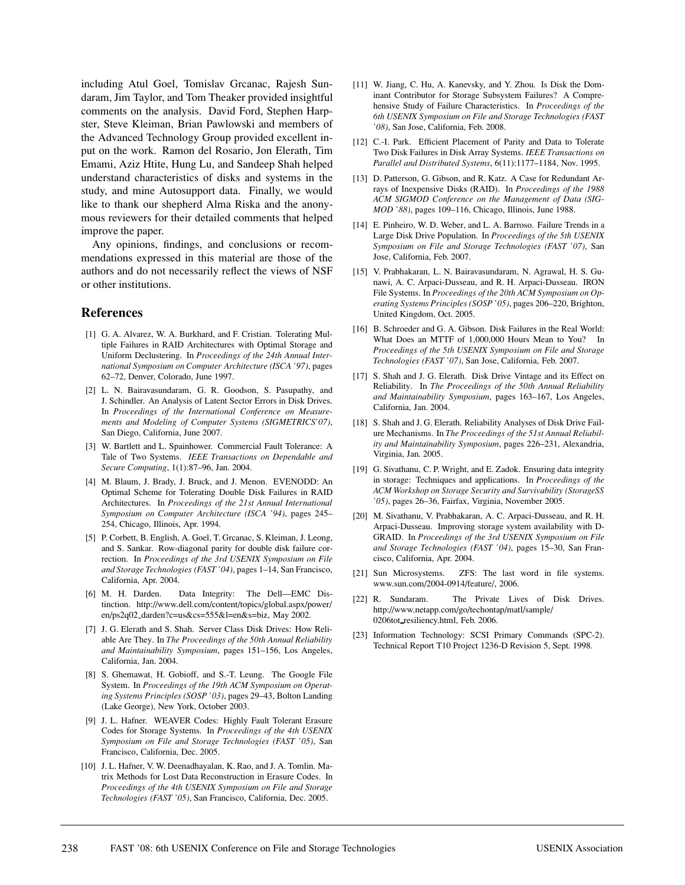including Atul Goel, Tomislav Grcanac, Rajesh Sundaram, Jim Taylor, and Tom Theaker provided insightful comments on the analysis. David Ford, Stephen Harpster, Steve Kleiman, Brian Pawlowski and members of the Advanced Technology Group provided excellent input on the work. Ramon del Rosario, Jon Elerath, Tim Emami, Aziz Htite, Hung Lu, and Sandeep Shah helped understand characteristics of disks and systems in the study, and mine Autosupport data. Finally, we would like to thank our shepherd Alma Riska and the anonymous reviewers for their detailed comments that helped improve the paper.

Any opinions, findings, and conclusions or recommendations expressed in this material are those of the authors and do not necessarily reflect the views of NSF or other institutions.

## References

[1] G. A. Alvarez, W. A. Burkhard, and F. Cristian. Tolerating Multiple Failures in RAID Architectures with Optimal Storage and Uniform Declustering. In *Proceedings of the 24th Annual International Symposium on Computer Architecture (ISCA '97)*, pages 62–72, Denver, Colorado, June 1997.

[2] L. N. Bairavasundaram, G. R. Goodson, S. Pasupathy, and J. Schindler. An Analysis of Latent Sector Errors in Disk Drives. In *Proceedings of the International Conference on Measurements and Modeling of Computer Systems (SIGMETRICS'07)*, San Diego, California, June 2007.

[3] W. Bartlett and L. Spainhower. Commercial Fault Tolerance: A Tale of Two Systems. *IEEE Transactions on Dependable and Secure Computing*, 1(1):87–96, Jan. 2004.

[4] M. Blaum, J. Brady, J. Bruck, and J. Menon. EVENODD: An Optimal Scheme for Tolerating Double Disk Failures in RAID Architectures. In *Proceedings of the 21st Annual International Symposium on Computer Architecture (ISCA '94)*, pages 245–254, Chicago, Illinois, Apr. 1994.

[5] P. Corbett, B. English, A. Goel, T. Grcanac, S. Kleiman, J. Leong, and S. Sankar. Row-diagonal parity for double disk failure correction. In *Proceedings of the 3rd USENIX Symposium on File and Storage Technologies (FAST '04)*, pages 1–14, San Francisco, California, Apr. 2004.

[6] M. H. Darden. Data Integrity: The Dell—EMC Distinction. http://www.dell.com/content/topics/global.aspx/power/en/ps2q02_darden?c=us&cs=555&l=en&s=biz, May 2002.

[7] J. G. Elerath and S. Shah. Server Class Disk Drives: How Reliable Are They. In *The Proceedings of the 50th Annual Reliability and Maintainability Symposium*, pages 151–156, Los Angeles, California, Jan. 2004.

[8] S. Ghemawat, H. Gobioff, and S.-T. Leung. The Google File System. In *Proceedings of the 19th ACM Symposium on Operating Systems Principles (SOSP '03)*, pages 29–43, Bolton Landing (Lake George), New York, October 2003.

[9] J. L. Hafner. WEAVER Codes: Highly Fault Tolerant Erasure Codes for Storage Systems. In *Proceedings of the 4th USENIX Symposium on File and Storage Technologies (FAST '05)*, San Francisco, California, Dec. 2005.

[10] J. L. Hafner, V. W. Deenadhayalan, K. Rao, and J. A. Tomlin. Matrix Methods for Lost Data Reconstruction in Erasure Codes. In *Proceedings of the 4th USENIX Symposium on File and Storage Technologies (FAST '05)*, San Francisco, California, Dec. 2005.

[11] W. Jiang, C. Hu, A. Kanevsky, and Y. Zhou. Is Disk the Dominant Contributor for Storage Subsystem Failures? A Comprehensive Study of Failure Characteristics. In *Proceedings of the 6th USENIX Symposium on File and Storage Technologies (FAST '08)*, San Jose, California, Feb. 2008.

[12] C.-I. Park. Efficient Placement of Parity and Data to Tolerate Two Disk Failures in Disk Array Systems. *IEEE Transactions on Parallel and Distributed Systems*, 6(11):1177–1184, Nov. 1995.

[13] D. Patterson, G. Gibson, and R. Katz. A Case for Redundant Arrays of Inexpensive Disks (RAID). In *Proceedings of the 1988 ACM SIGMOD Conference on the Management of Data (SIGMOD '88)*, pages 109–116, Chicago, Illinois, June 1988.

[14] E. Pinheiro, W. D. Weber, and L. A. Barroso. Failure Trends in a Large Disk Drive Population. In *Proceedings of the 5th USENIX Symposium on File and Storage Technologies (FAST '07)*, San Jose, California, Feb. 2007.

[15] V. Prabhakaran, L. N. Bairavasundaram, N. Agrawal, H. S. Gunawi, A. C. Arpaci-Dusseau, and R. H. Arpaci-Dusseau. IRON File Systems. In *Proceedings of the 20th ACM Symposium on Operating Systems Principles (SOSP '05)*, pages 206–220, Brighton, United Kingdom, Oct. 2005.

[16] B. Schroeder and G. A. Gibson. Disk Failures in the Real World: What Does an MTTF of 1,000,000 Hours Mean to You? In *Proceedings of the 5th USENIX Symposium on File and Storage Technologies (FAST '07)*, San Jose, California, Feb. 2007.

[17] S. Shah and J. G. Elerath. Disk Drive Vintage and its Effect on Reliability. In *The Proceedings of the 50th Annual Reliability and Maintainability Symposium*, pages 163–167, Los Angeles, California, Jan. 2004.

[18] S. Shah and J. G. Elerath. Reliability Analyses of Disk Drive Failure Mechanisms. In *The Proceedings of the 51st Annual Reliability and Maintainability Symposium*, pages 226–231, Alexandria, Virginia, Jan. 2005.

[19] G. Sivathanu, C. P. Wright, and E. Zadok. Ensuring data integrity in storage: Techniques and applications. In *Proceedings of the ACM Workshop on Storage Security and Survivability (StorageSS '05)*, pages 26–36, Fairfax, Virginia, November 2005.

[20] M. Sivathanu, V. Prabhakaran, A. C. Arpaci-Dusseau, and R. H. Arpaci-Dusseau. Improving storage system availability with D-GRAID. In *Proceedings of the 3rd USENIX Symposium on File and Storage Technologies (FAST '04)*, pages 15–30, San Francisco, California, Apr. 2004.

[21] Sun Microsystems. ZFS: The last word in file systems. www.sun.com/2004-0914/feature/, 2006.

[22] R. Sundaram. The Private Lives of Disk Drives. http://www.netapp.com/go/techontap/matl/sample/0206tot_resiliency.html, Feb. 2006.

[23] Information Technology: SCSI Primary Commands (SPC-2). Technical Report T10 Project 1236-D Revision 5, Sept. 1998.